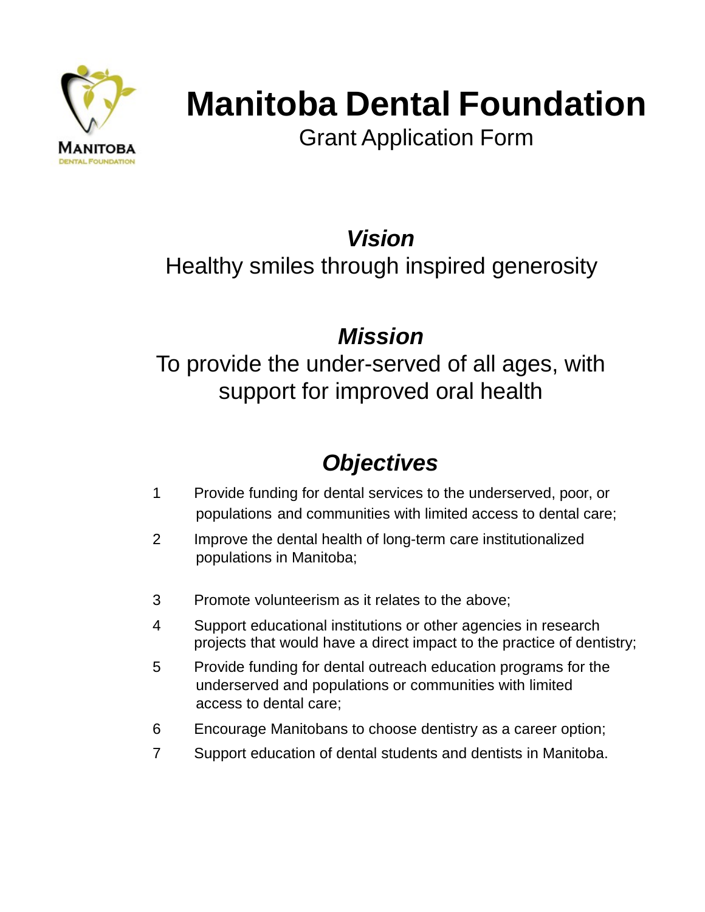# Manitoba Dental Foundation

Grant Application Form

## *Vision*

Healthy smiles through inspired generosity

## *Mission*

To provide the under-served of all ages, with support for improved oral health

## *Objectives*

1. Provide funding for dental services to the underserved, poor, or populations and communities with limited access to dental care;
2. Improve the dental health of long-term care institutionalized populations in Manitoba;
3. Promote volunteerism as it relates to the above;
4. Support educational institutions or other agencies in research projects that would have a direct impact to the practice of dentistry;
5. Provide funding for dental outreach education programs for the underserved and populations or communities with limited access to dental care;
6. Encourage Manitobans to choose dentistry as a career option;
7. Support education of dental students and dentists in Manitoba.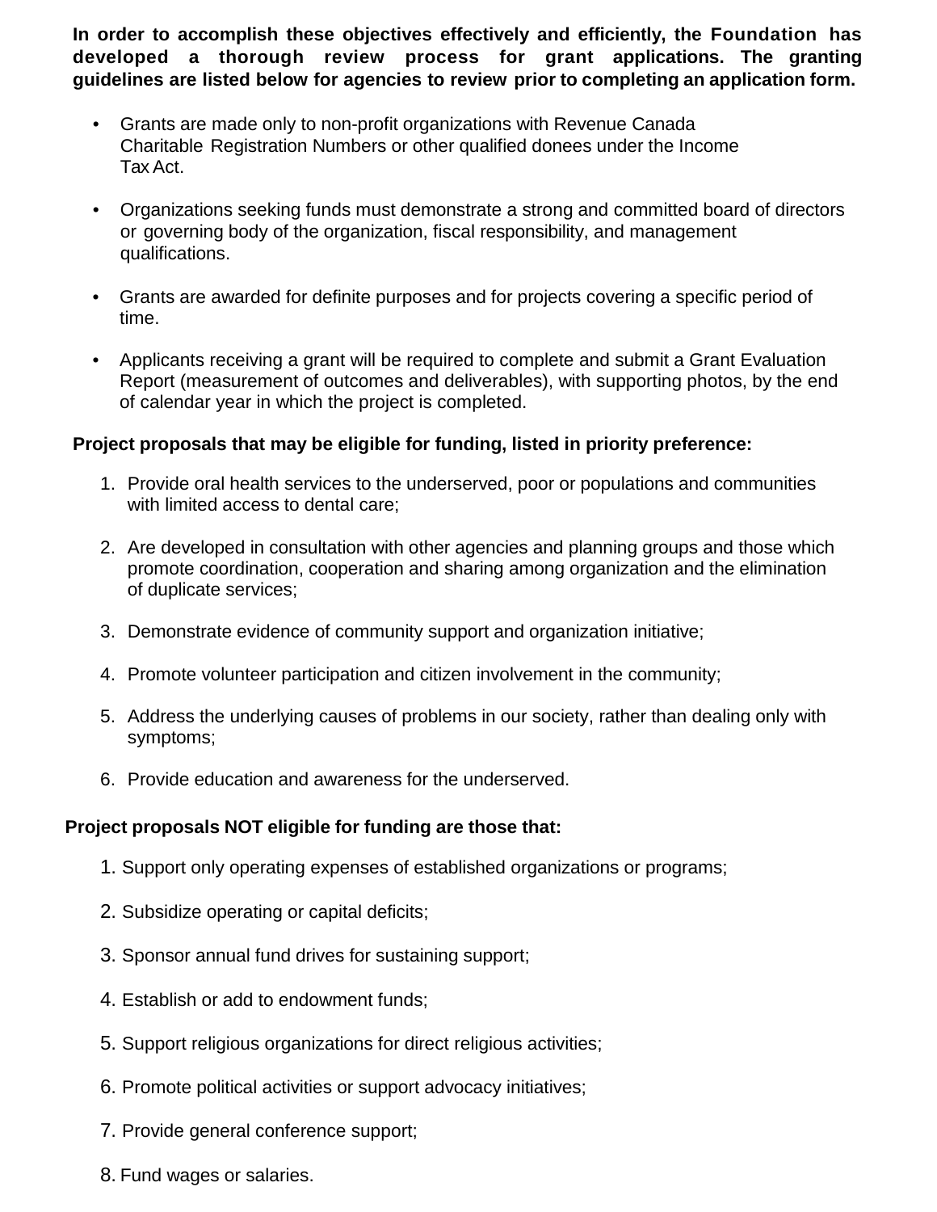**In order to accomplish these objectives effectively and efficiently, the Foundation has developed a thorough review process for grant applications. The granting guidelines are listed below for agencies to review prior to completing an application form.**

- Grants are made only to non-profit organizations with Revenue Canada Charitable Registration Numbers or other qualified donees under the Income Tax Act.
- Organizations seeking funds must demonstrate a strong and committed board of directors or governing body of the organization, fiscal responsibility, and management qualifications.
- Grants are awarded for definite purposes and for projects covering a specific period of time.
- Applicants receiving a grant will be required to complete and submit a Grant Evaluation Report (measurement of outcomes and deliverables), with supporting photos, by the end of calendar year in which the project is completed.

**Project proposals that may be eligible for funding, listed in priority preference:**

1. Provide oral health services to the underserved, poor or populations and communities with limited access to dental care;
2. Are developed in consultation with other agencies and planning groups and those which promote coordination, cooperation and sharing among organization and the elimination of duplicate services;
3. Demonstrate evidence of community support and organization initiative;
4. Promote volunteer participation and citizen involvement in the community;
5. Address the underlying causes of problems in our society, rather than dealing only with symptoms;
6. Provide education and awareness for the underserved.

**Project proposals NOT eligible for funding are those that:**

1. Support only operating expenses of established organizations or programs;
2. Subsidize operating or capital deficits;
3. Sponsor annual fund drives for sustaining support;
4. Establish or add to endowment funds;
5. Support religious organizations for direct religious activities;
6. Promote political activities or support advocacy initiatives;
7. Provide general conference support;
8. Fund wages or salaries.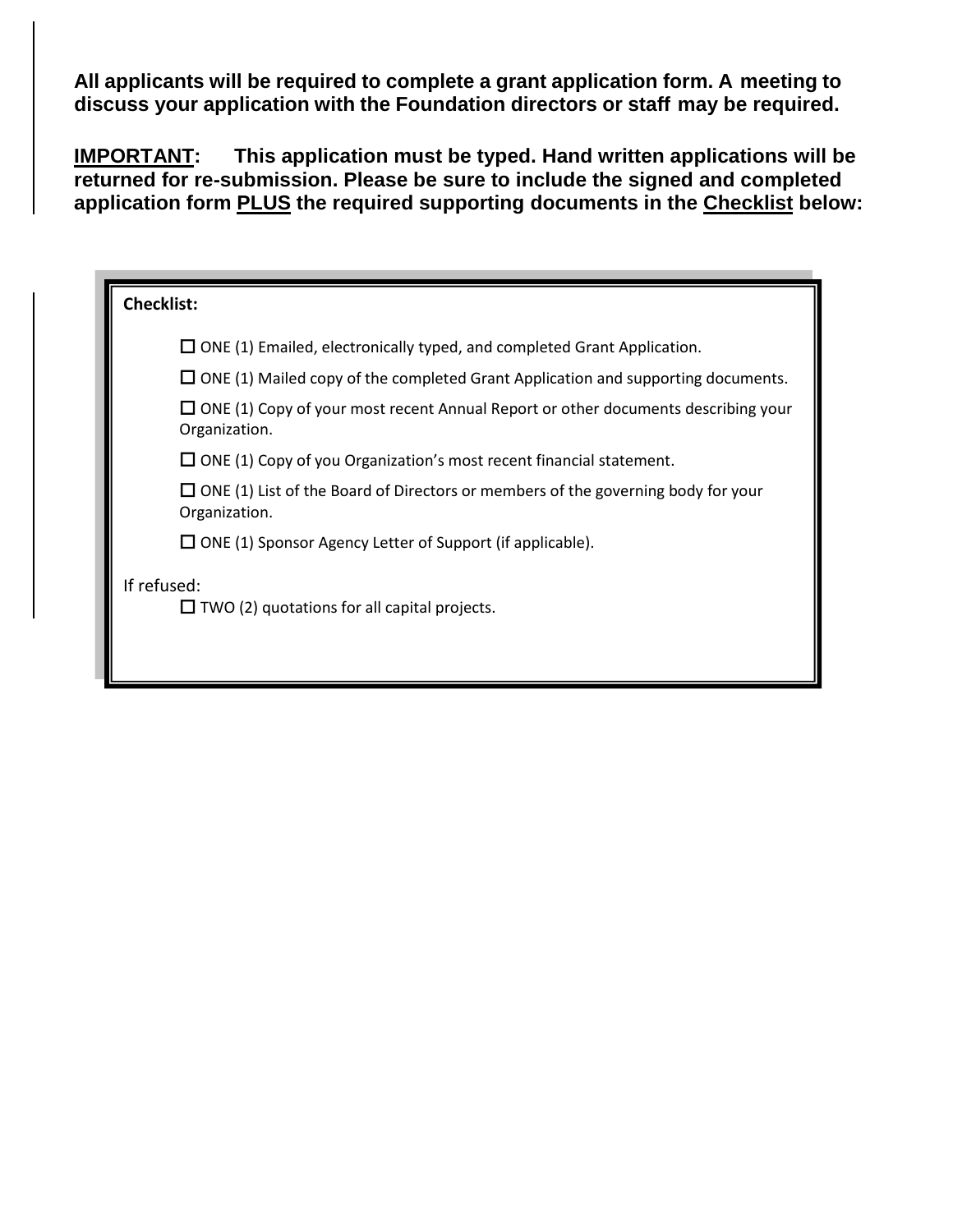**All applicants will be required to complete a grant application form. A meeting to discuss your application with the Foundation directors or staff may be required.**

**<u>IMPORTANT</u>: This application must be typed. Hand written applications will be returned for re-submission. Please be sure to include the signed and completed application form <u>PLUS</u> the required supporting documents in the <u>Checklist</u> below:**

**Checklist:**

- ☐ ONE (1) Emailed, electronically typed, and completed Grant Application.
- ☐ ONE (1) Mailed copy of the completed Grant Application and supporting documents.
- ☐ ONE (1) Copy of your most recent Annual Report or other documents describing your Organization.
- ☐ ONE (1) Copy of you Organization's most recent financial statement.
- ☐ ONE (1) List of the Board of Directors or members of the governing body for your Organization.
- ☐ ONE (1) Sponsor Agency Letter of Support (if applicable).

If refused:

- ☐ TWO (2) quotations for all capital projects.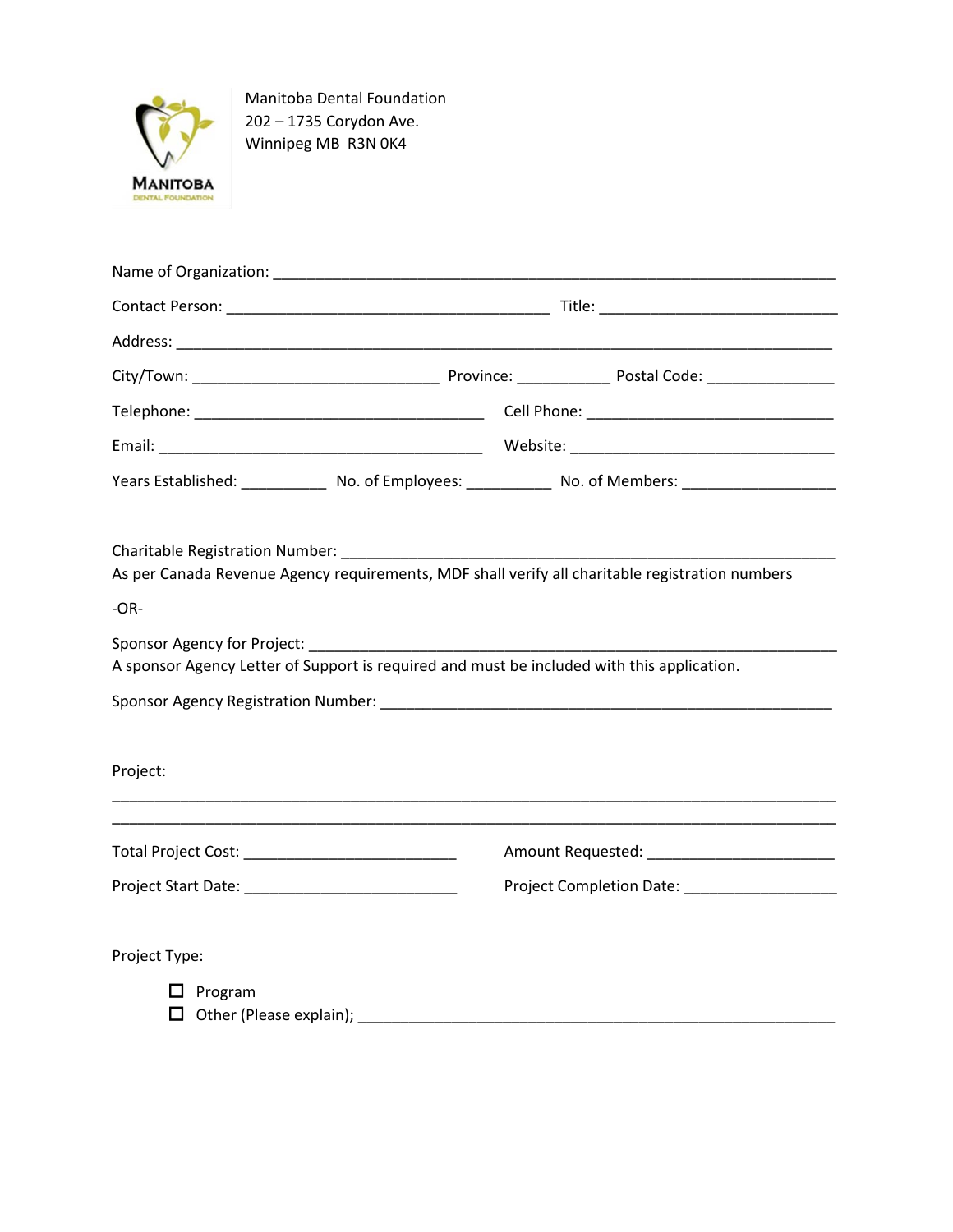Manitoba Dental Foundation
202 – 1735 Corydon Ave.
Winnipeg MB R3N 0K4

Name of Organization: ___________________________________________________________________

Contact Person: ____________________________________ Title: __________________________

Address: ________________________________________________________________________

City/Town: ___________________________ Province: __________ Postal Code: ______________

Telephone: ________________________________ Cell Phone: ____________________________

Email: ____________________________________ Website: ______________________________

Years Established: _________ No. of Employees: _________ No. of Members: ________________

Charitable Registration Number: _______________________________________________________
As per Canada Revenue Agency requirements, MDF shall verify all charitable registration numbers

-OR-

Sponsor Agency for Project: __________________________________________________________
A sponsor Agency Letter of Support is required and must be included with this application.

Sponsor Agency Registration Number: ___________________________________________________

Project:

_______________________________________________________________________________

_______________________________________________________________________________

Total Project Cost: _______________________ Amount Requested: _____________________

Project Start Date: _______________________ Project Completion Date: ________________

Project Type:

- ☐ Program
- ☐ Other (Please explain); _______________________________________________________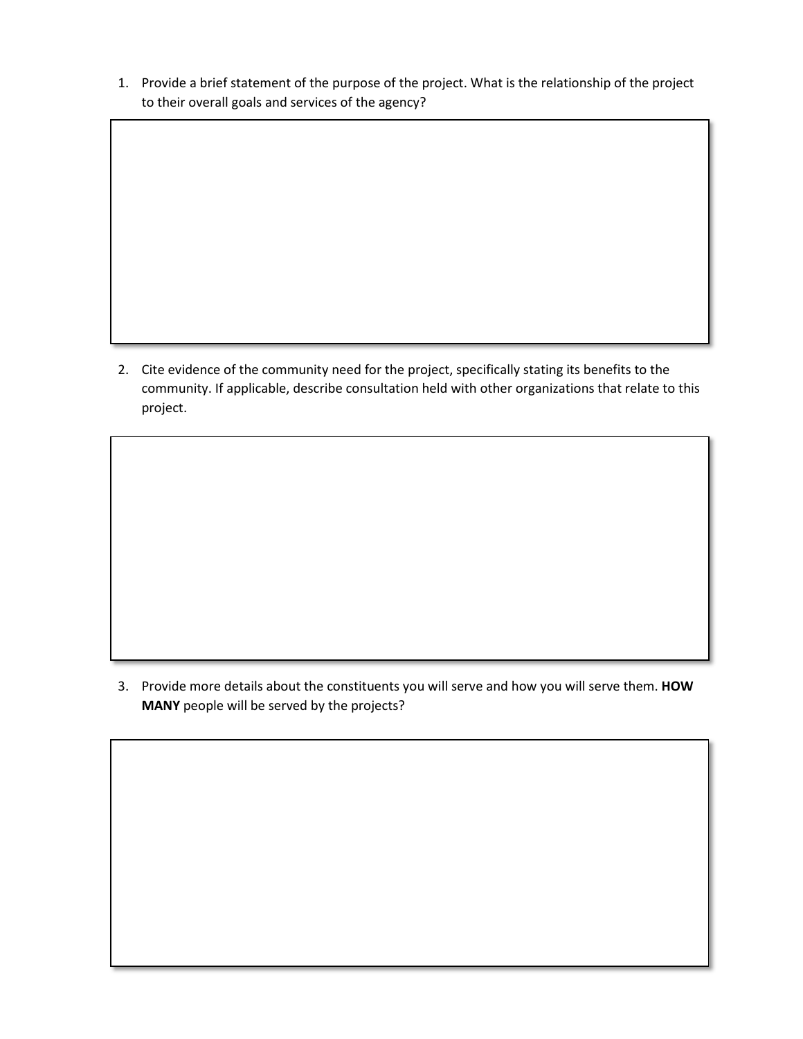1. Provide a brief statement of the purpose of the project. What is the relationship of the project to their overall goals and services of the agency?

2. Cite evidence of the community need for the project, specifically stating its benefits to the community. If applicable, describe consultation held with other organizations that relate to this project.

3. Provide more details about the constituents you will serve and how you will serve them. **HOW MANY** people will be served by the projects?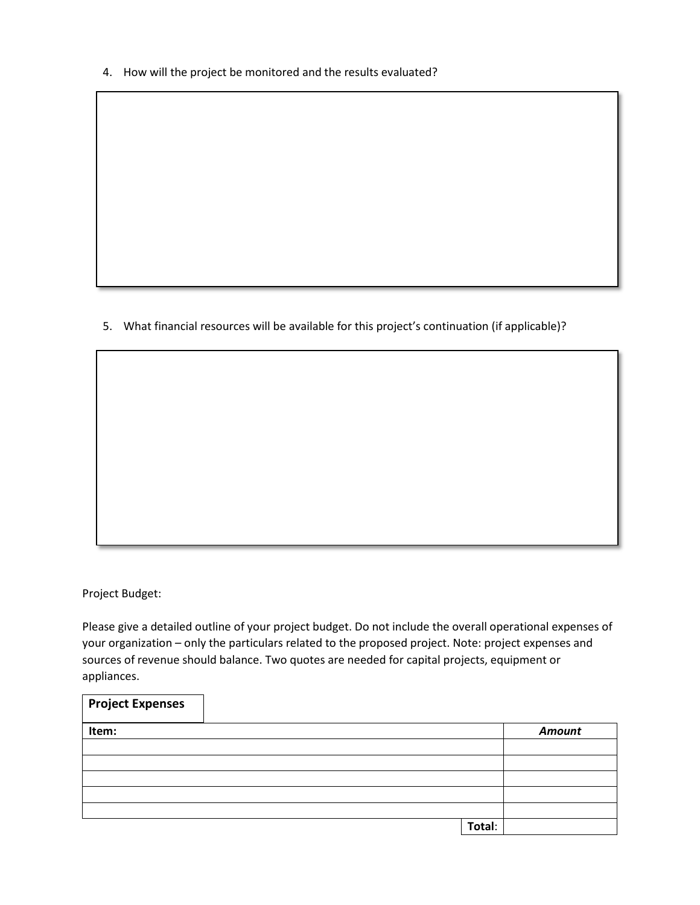4. How will the project be monitored and the results evaluated?

5. What financial resources will be available for this project's continuation (if applicable)?

Project Budget:

Please give a detailed outline of your project budget. Do not include the overall operational expenses of your organization – only the particulars related to the proposed project. Note: project expenses and sources of revenue should balance. Two quotes are needed for capital projects, equipment or appliances.

**Project Expenses**

| **Item:** | ***Amount*** |
| --- | --- |
| | |
| | |
| | |
| | |
| | |
| **Total**: | |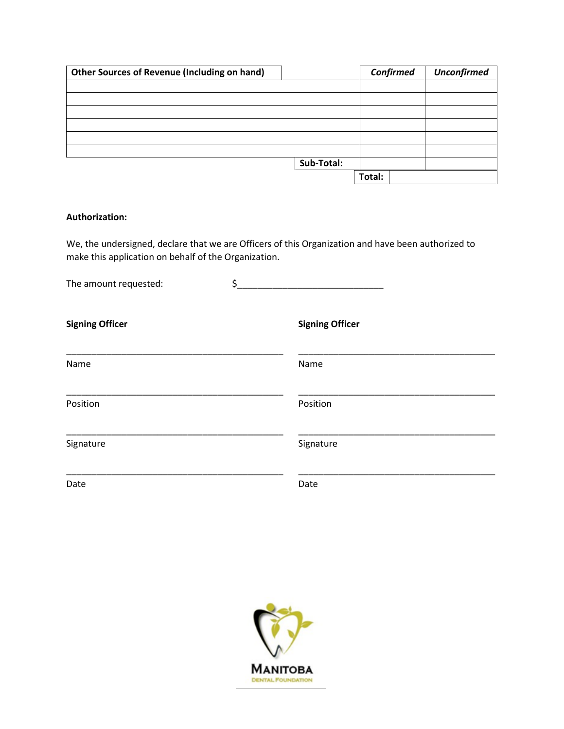| Other Sources of Revenue (Including on hand) | *Confirmed* | *Unconfirmed* |
|---|---|---|
| | | |
| | | |
| | | |
| | | |
| | | |
| | | |
| **Sub-Total:** | | |
| **Total:** | | |

**Authorization:**

We, the undersigned, declare that we are Officers of this Organization and have been authorized to make this application on behalf of the Organization.

The amount requested: $______________________________

**Signing Officer**

_______________________________________________
Name

_______________________________________________
Position

_______________________________________________
Signature

_______________________________________________
Date

**Signing Officer**

_______________________________________________
Name

_______________________________________________
Position

_______________________________________________
Signature

_______________________________________________
Date

MANITOBA
DENTAL FOUNDATION